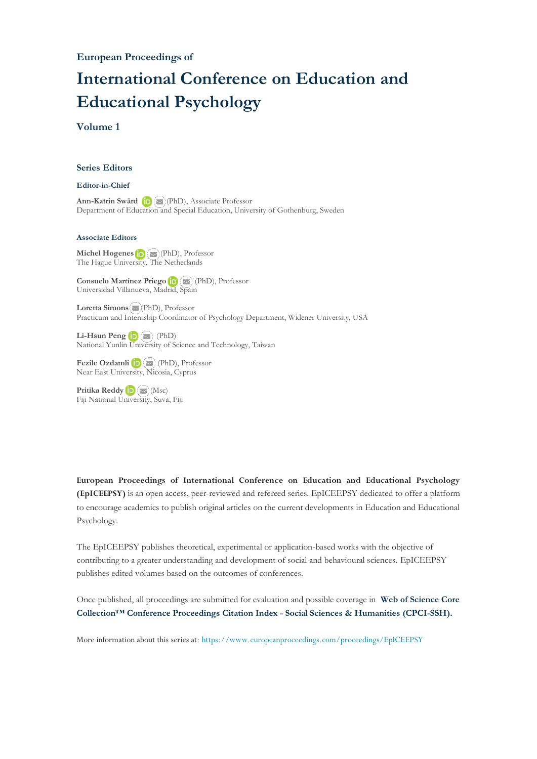European Proceedings of

# International Conference on Education and Educational Psychology

## Volume 1

### Series Editors

**Editor-in-Chief**

**Ann-Katrin Swärd** (PhD), Associate Professor
Department of Education and Special Education, University of Gothenburg, Sweden

**Associate Editors**

**Michel Hogenes** (PhD), Professor
The Hague University, The Netherlands

**Consuelo Martínez Priego** (PhD), Professor
Universidad Villanueva, Madrid, Spain

**Loretta Simons** (PhD), Professor
Practicum and Internship Coordinator of Psychology Department, Widener University, USA

**Li-Hsun Peng** (PhD)
National Yunlin University of Science and Technology, Taiwan

**Fezile Ozdamli** (PhD), Professor
Near East University, Nicosia, Cyprus

**Pritika Reddy** (Msc)
Fiji National University, Suva, Fiji

**European Proceedings of International Conference on Education and Educational Psychology (EpICEEPSY)** is an open access, peer-reviewed and refereed series. EpICEEPSY dedicated to offer a platform to encourage academics to publish original articles on the current developments in Education and Educational Psychology.

The EpICEEPSY publishes theoretical, experimental or application-based works with the objective of contributing to a greater understanding and development of social and behavioural sciences. EpICEEPSY publishes edited volumes based on the outcomes of conferences.

Once published, all proceedings are submitted for evaluation and possible coverage in **Web of Science Core Collection™ Conference Proceedings Citation Index - Social Sciences & Humanities (CPCI-SSH).**

More information about this series at: https://www.europeanproceedings.com/proceedings/EpICEEPSY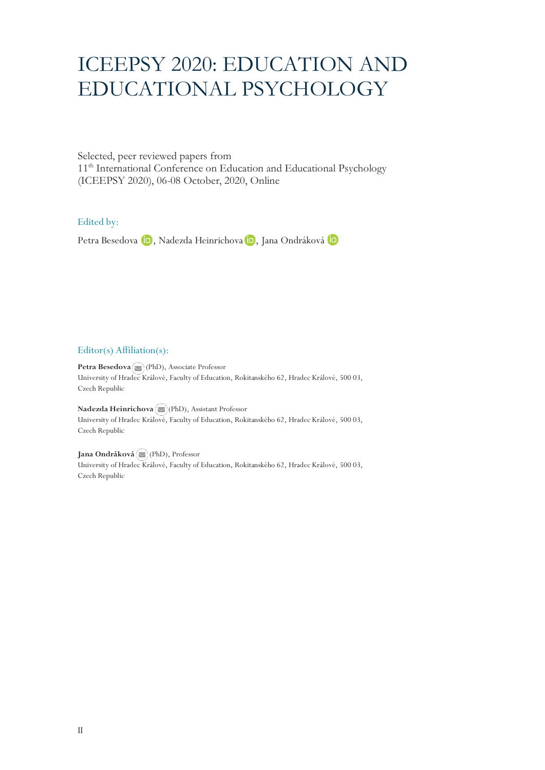# ICEEPSY 2020: EDUCATION AND EDUCATIONAL PSYCHOLOGY

Selected, peer reviewed papers from
11th International Conference on Education and Educational Psychology
(ICEEPSY 2020), 06-08 October, 2020, Online

Edited by:

Petra Besedova, Nadezda Heinrichova, Jana Ondráková

Editor(s) Affiliation(s):

**Petra Besedova** (PhD), Associate Professor
University of Hradec Králové, Faculty of Education, Rokitanského 62, Hradec Králové, 500 03, Czech Republic

**Nadezda Heinrichova** (PhD), Assistant Professor
University of Hradec Králové, Faculty of Education, Rokitanského 62, Hradec Králové, 500 03, Czech Republic

**Jana Ondráková** (PhD), Professor
University of Hradec Králové, Faculty of Education, Rokitanského 62, Hradec Králové, 500 03, Czech Republic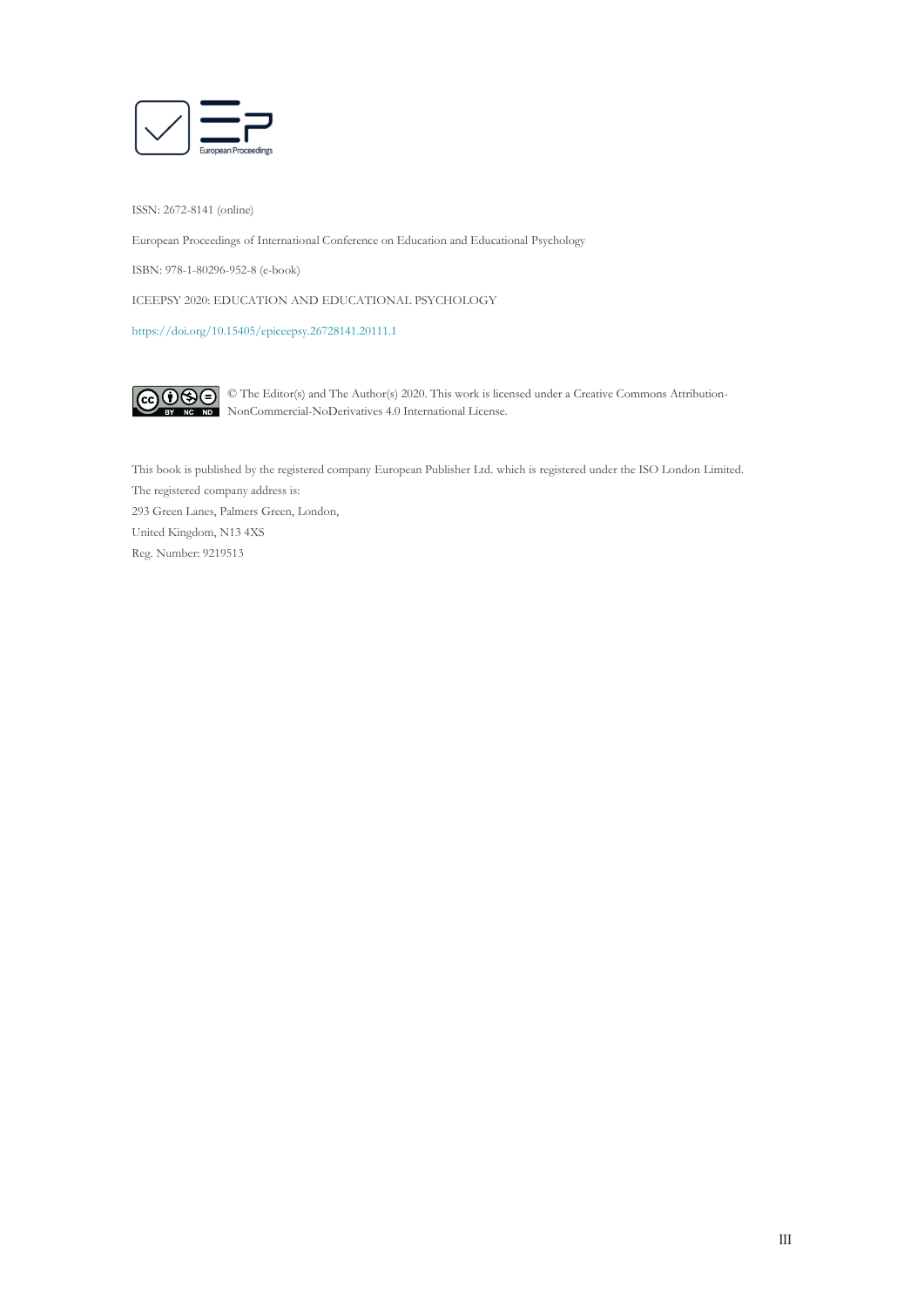European Proceedings

ISSN: 2672-8141 (online)

European Proceedings of International Conference on Education and Educational Psychology

ISBN: 978-1-80296-952-8 (e-book)

ICEEPSY 2020: EDUCATION AND EDUCATIONAL PSYCHOLOGY

https://doi.org/10.15405/epiceepsy.26728141.20111.1

© The Editor(s) and The Author(s) 2020. This work is licensed under a Creative Commons Attribution-NonCommercial-NoDerivatives 4.0 International License.

This book is published by the registered company European Publisher Ltd. which is registered under the ISO London Limited.
The registered company address is:
293 Green Lanes, Palmers Green, London,
United Kingdom, N13 4XS
Reg. Number: 9219513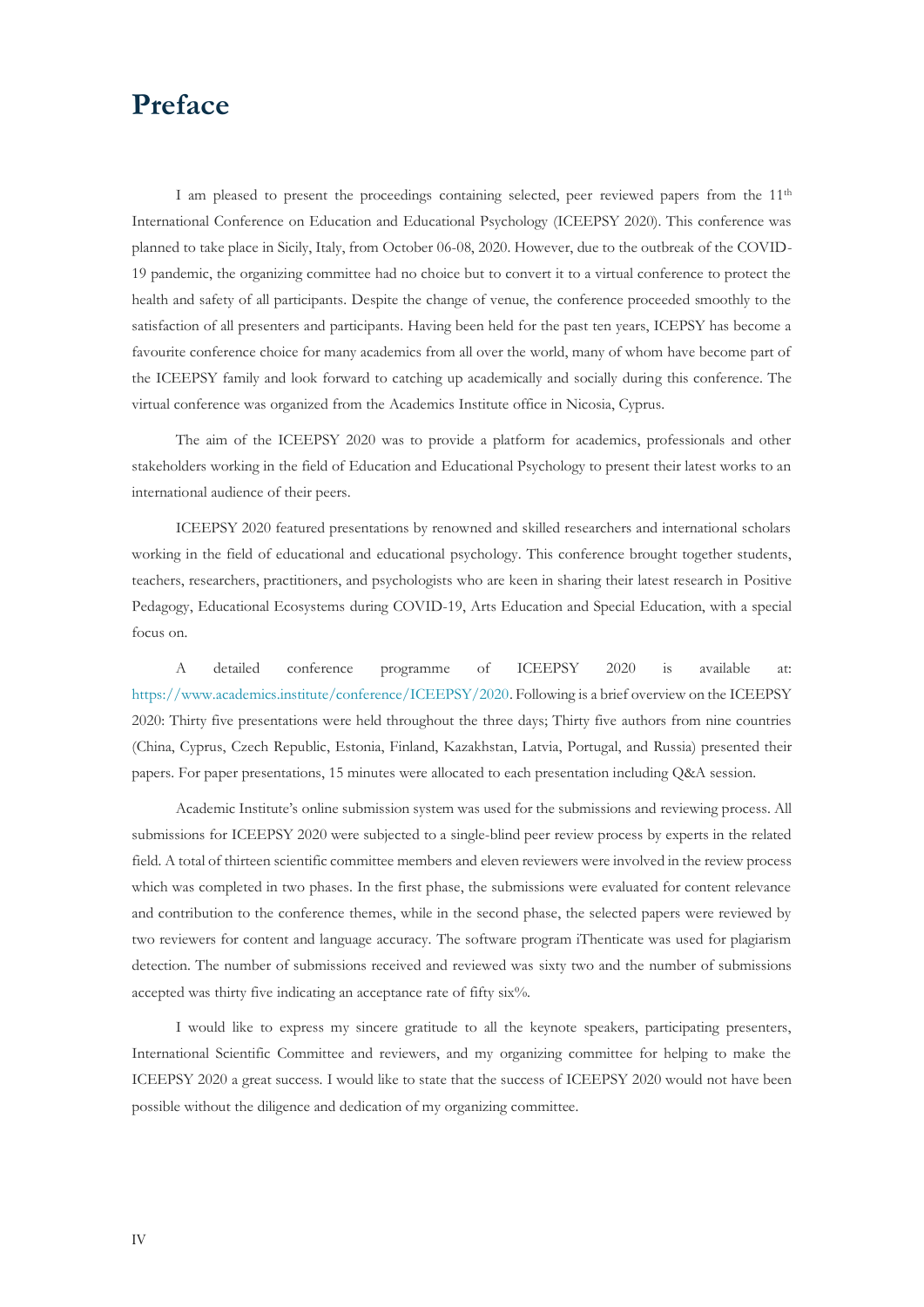# Preface

I am pleased to present the proceedings containing selected, peer reviewed papers from the 11th International Conference on Education and Educational Psychology (ICEEPSY 2020). This conference was planned to take place in Sicily, Italy, from October 06-08, 2020. However, due to the outbreak of the COVID-19 pandemic, the organizing committee had no choice but to convert it to a virtual conference to protect the health and safety of all participants. Despite the change of venue, the conference proceeded smoothly to the satisfaction of all presenters and participants. Having been held for the past ten years, ICEPSY has become a favourite conference choice for many academics from all over the world, many of whom have become part of the ICEEPSY family and look forward to catching up academically and socially during this conference. The virtual conference was organized from the Academics Institute office in Nicosia, Cyprus.

The aim of the ICEEPSY 2020 was to provide a platform for academics, professionals and other stakeholders working in the field of Education and Educational Psychology to present their latest works to an international audience of their peers.

ICEEPSY 2020 featured presentations by renowned and skilled researchers and international scholars working in the field of educational and educational psychology. This conference brought together students, teachers, researchers, practitioners, and psychologists who are keen in sharing their latest research in Positive Pedagogy, Educational Ecosystems during COVID-19, Arts Education and Special Education, with a special focus on.

A detailed conference programme of ICEEPSY 2020 is available at: https://www.academics.institute/conference/ICEEPSY/2020. Following is a brief overview on the ICEEPSY 2020: Thirty five presentations were held throughout the three days; Thirty five authors from nine countries (China, Cyprus, Czech Republic, Estonia, Finland, Kazakhstan, Latvia, Portugal, and Russia) presented their papers. For paper presentations, 15 minutes were allocated to each presentation including Q&A session.

Academic Institute's online submission system was used for the submissions and reviewing process. All submissions for ICEEPSY 2020 were subjected to a single-blind peer review process by experts in the related field. A total of thirteen scientific committee members and eleven reviewers were involved in the review process which was completed in two phases. In the first phase, the submissions were evaluated for content relevance and contribution to the conference themes, while in the second phase, the selected papers were reviewed by two reviewers for content and language accuracy. The software program iThenticate was used for plagiarism detection. The number of submissions received and reviewed was sixty two and the number of submissions accepted was thirty five indicating an acceptance rate of fifty six%.

I would like to express my sincere gratitude to all the keynote speakers, participating presenters, International Scientific Committee and reviewers, and my organizing committee for helping to make the ICEEPSY 2020 a great success. I would like to state that the success of ICEEPSY 2020 would not have been possible without the diligence and dedication of my organizing committee.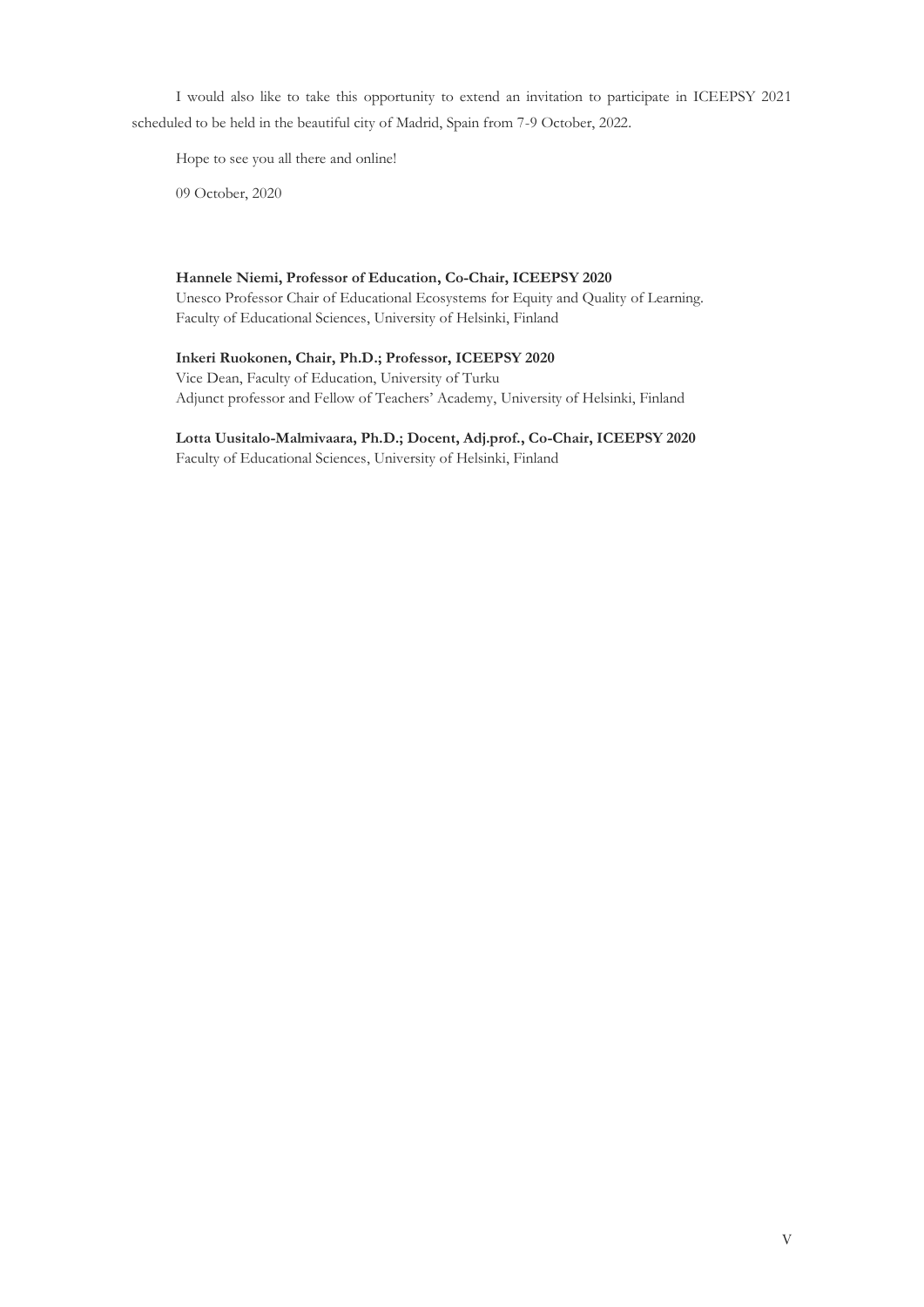I would also like to take this opportunity to extend an invitation to participate in ICEEPSY 2021 scheduled to be held in the beautiful city of Madrid, Spain from 7-9 October, 2022.

Hope to see you all there and online!

09 October, 2020

**Hannele Niemi, Professor of Education, Co-Chair, ICEEPSY 2020**
Unesco Professor Chair of Educational Ecosystems for Equity and Quality of Learning.
Faculty of Educational Sciences, University of Helsinki, Finland

**Inkeri Ruokonen, Chair, Ph.D.; Professor, ICEEPSY 2020**
Vice Dean, Faculty of Education, University of Turku
Adjunct professor and Fellow of Teachers' Academy, University of Helsinki, Finland

**Lotta Uusitalo-Malmivaara, Ph.D.; Docent, Adj.prof., Co-Chair, ICEEPSY 2020**
Faculty of Educational Sciences, University of Helsinki, Finland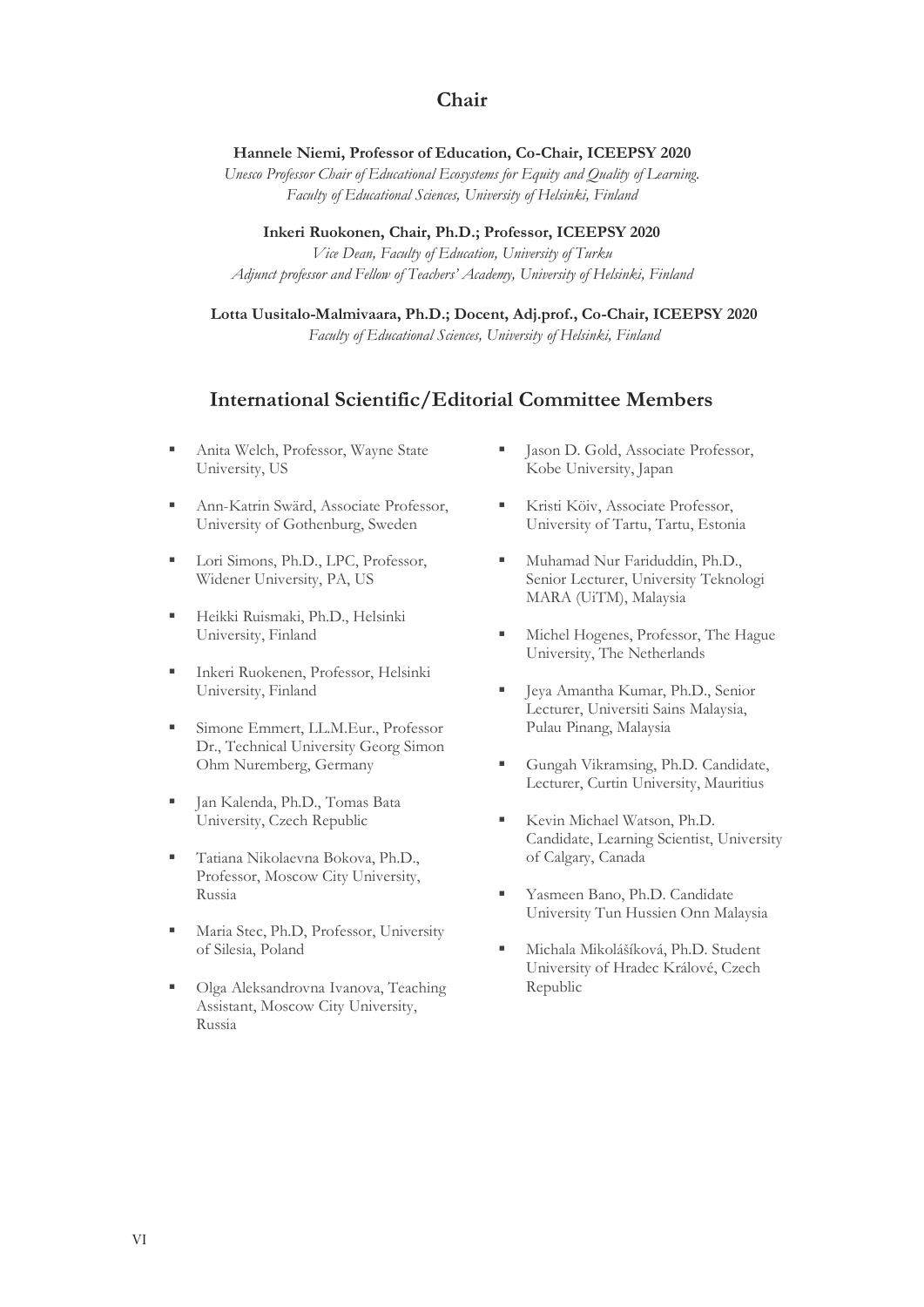## Chair

**Hannele Niemi, Professor of Education, Co-Chair, ICEEPSY 2020**
*Unesco Professor Chair of Educational Ecosystems for Equity and Quality of Learning.*
*Faculty of Educational Sciences, University of Helsinki, Finland*

**Inkeri Ruokonen, Chair, Ph.D.; Professor, ICEEPSY 2020**
*Vice Dean, Faculty of Education, University of Turku*
*Adjunct professor and Fellow of Teachers' Academy, University of Helsinki, Finland*

**Lotta Uusitalo-Malmivaara, Ph.D.; Docent, Adj.prof., Co-Chair, ICEEPSY 2020**
*Faculty of Educational Sciences, University of Helsinki, Finland*

## International Scientific/Editorial Committee Members

- Anita Welch, Professor, Wayne State University, US
- Ann-Katrin Swärd, Associate Professor, University of Gothenburg, Sweden
- Lori Simons, Ph.D., LPC, Professor, Widener University, PA, US
- Heikki Ruismaki, Ph.D., Helsinki University, Finland
- Inkeri Ruokenen, Professor, Helsinki University, Finland
- Simone Emmert, LL.M.Eur., Professor Dr., Technical University Georg Simon Ohm Nuremberg, Germany
- Jan Kalenda, Ph.D., Tomas Bata University, Czech Republic
- Tatiana Nikolaevna Bokova, Ph.D., Professor, Moscow City University, Russia
- Maria Stec, Ph.D, Professor, University of Silesia, Poland
- Olga Aleksandrovna Ivanova, Teaching Assistant, Moscow City University, Russia
- Jason D. Gold, Associate Professor, Kobe University, Japan
- Kristi Köiv, Associate Professor, University of Tartu, Tartu, Estonia
- Muhamad Nur Fariduddin, Ph.D., Senior Lecturer, University Teknologi MARA (UiTM), Malaysia
- Michel Hogenes, Professor, The Hague University, The Netherlands
- Jeya Amantha Kumar, Ph.D., Senior Lecturer, Universiti Sains Malaysia, Pulau Pinang, Malaysia
- Gungah Vikramsing, Ph.D. Candidate, Lecturer, Curtin University, Mauritius
- Kevin Michael Watson, Ph.D. Candidate, Learning Scientist, University of Calgary, Canada
- Yasmeen Bano, Ph.D. Candidate University Tun Hussien Onn Malaysia
- Michala Mikolášíková, Ph.D. Student University of Hradec Králové, Czech Republic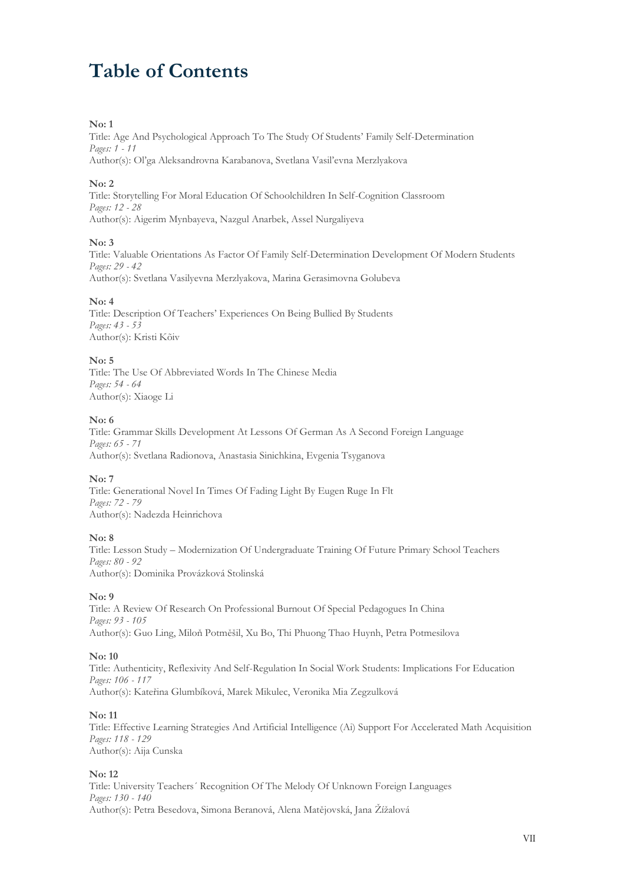# Table of Contents

**No: 1**
Title: Age And Psychological Approach To The Study Of Students' Family Self-Determination
*Pages: 1 - 11*
Author(s): Ol'ga Aleksandrovna Karabanova, Svetlana Vasil'evna Merzlyakova

**No: 2**
Title: Storytelling For Moral Education Of Schoolchildren In Self-Cognition Classroom
*Pages: 12 - 28*
Author(s): Aigerim Mynbayeva, Nazgul Anarbek, Assel Nurgaliyeva

**No: 3**
Title: Valuable Orientations As Factor Of Family Self-Determination Development Of Modern Students
*Pages: 29 - 42*
Author(s): Svetlana Vasilyevna Merzlyakova, Marina Gerasimovna Golubeva

**No: 4**
Title: Description Of Teachers' Experiences On Being Bullied By Students
*Pages: 43 - 53*
Author(s): Kristi Kõiv

**No: 5**
Title: The Use Of Abbreviated Words In The Chinese Media
*Pages: 54 - 64*
Author(s): Xiaoge Li

**No: 6**
Title: Grammar Skills Development At Lessons Of German As A Second Foreign Language
*Pages: 65 - 71*
Author(s): Svetlana Radionova, Anastasia Sinichkina, Evgenia Tsyganova

**No: 7**
Title: Generational Novel In Times Of Fading Light By Eugen Ruge In Flt
*Pages: 72 - 79*
Author(s): Nadezda Heinrichova

**No: 8**
Title: Lesson Study – Modernization Of Undergraduate Training Of Future Primary School Teachers
*Pages: 80 - 92*
Author(s): Dominika Provázková Stolinská

**No: 9**
Title: A Review Of Research On Professional Burnout Of Special Pedagogues In China
*Pages: 93 - 105*
Author(s): Guo Ling, Miloň Potměšil, Xu Bo, Thi Phuong Thao Huynh, Petra Potmesilova

**No: 10**
Title: Authenticity, Reflexivity And Self-Regulation In Social Work Students: Implications For Education
*Pages: 106 - 117*
Author(s): Kateřina Glumbíková, Marek Mikulec, Veronika Mia Zegzulková

**No: 11**
Title: Effective Learning Strategies And Artificial Intelligence (Ai) Support For Accelerated Math Acquisition
*Pages: 118 - 129*
Author(s): Aija Cunska

**No: 12**
Title: University Teachers´ Recognition Of The Melody Of Unknown Foreign Languages
*Pages: 130 - 140*
Author(s): Petra Besedova, Simona Beranová, Alena Matějovská, Jana Žížalová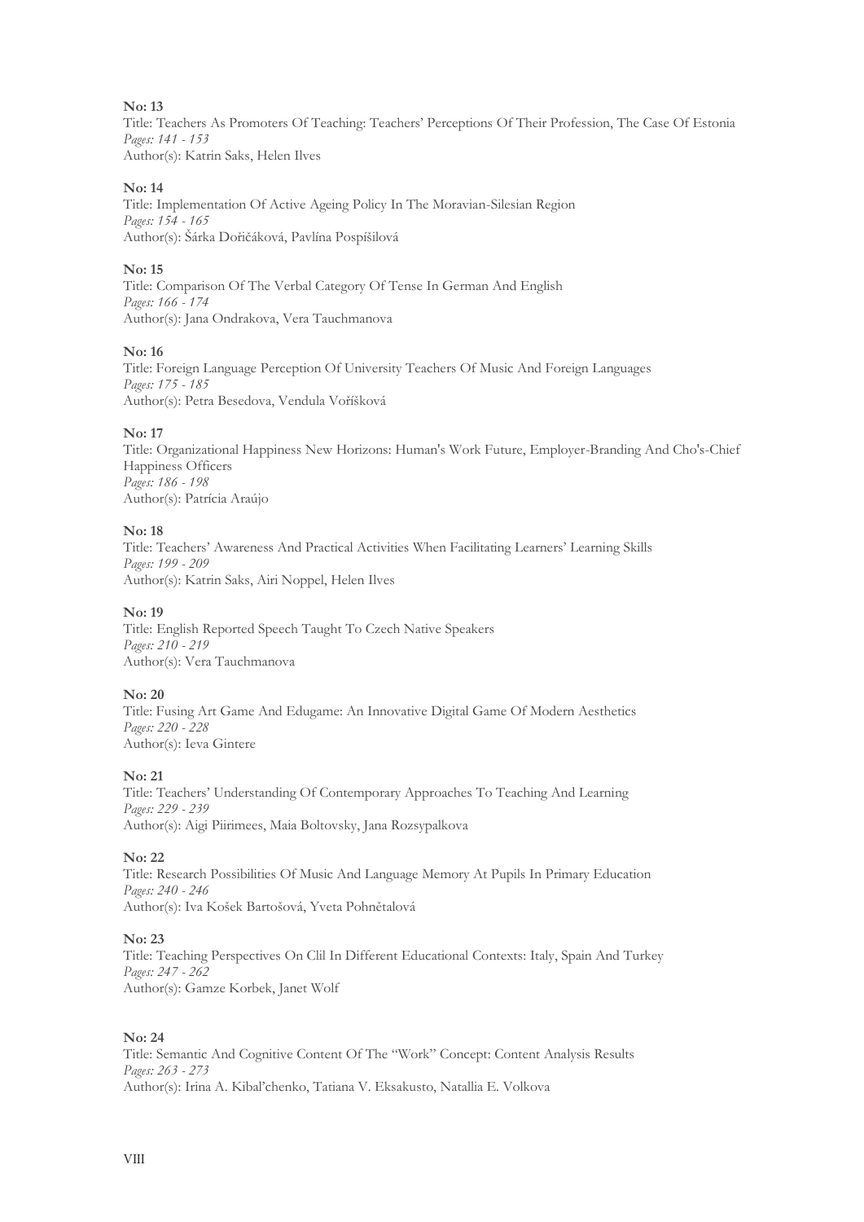**No: 13**
Title: Teachers As Promoters Of Teaching: Teachers' Perceptions Of Their Profession, The Case Of Estonia
*Pages: 141 - 153*
Author(s): Katrin Saks, Helen Ilves

**No: 14**
Title: Implementation Of Active Ageing Policy In The Moravian-Silesian Region
*Pages: 154 - 165*
Author(s): Šárka Dořičáková, Pavlína Pospíšilová

**No: 15**
Title: Comparison Of The Verbal Category Of Tense In German And English
*Pages: 166 - 174*
Author(s): Jana Ondrakova, Vera Tauchmanova

**No: 16**
Title: Foreign Language Perception Of University Teachers Of Music And Foreign Languages
*Pages: 175 - 185*
Author(s): Petra Besedova, Vendula Voříšková

**No: 17**
Title: Organizational Happiness New Horizons: Human's Work Future, Employer-Branding And Cho's-Chief Happiness Officers
*Pages: 186 - 198*
Author(s): Patrícia Araújo

**No: 18**
Title: Teachers' Awareness And Practical Activities When Facilitating Learners' Learning Skills
*Pages: 199 - 209*
Author(s): Katrin Saks, Airi Noppel, Helen Ilves

**No: 19**
Title: English Reported Speech Taught To Czech Native Speakers
*Pages: 210 - 219*
Author(s): Vera Tauchmanova

**No: 20**
Title: Fusing Art Game And Edugame: An Innovative Digital Game Of Modern Aesthetics
*Pages: 220 - 228*
Author(s): Ieva Gintere

**No: 21**
Title: Teachers' Understanding Of Contemporary Approaches To Teaching And Learning
*Pages: 229 - 239*
Author(s): Aigi Piirimees, Maia Boltovsky, Jana Rozsypalkova

**No: 22**
Title: Research Possibilities Of Music And Language Memory At Pupils In Primary Education
*Pages: 240 - 246*
Author(s): Iva Košek Bartošová, Yveta Pohnětalová

**No: 23**
Title: Teaching Perspectives On Clil In Different Educational Contexts: Italy, Spain And Turkey
*Pages: 247 - 262*
Author(s): Gamze Korbek, Janet Wolf

**No: 24**
Title: Semantic And Cognitive Content Of The "Work" Concept: Content Analysis Results
*Pages: 263 - 273*
Author(s): Irina A. Kibal'chenko, Tatiana V. Eksakusto, Natallia E. Volkova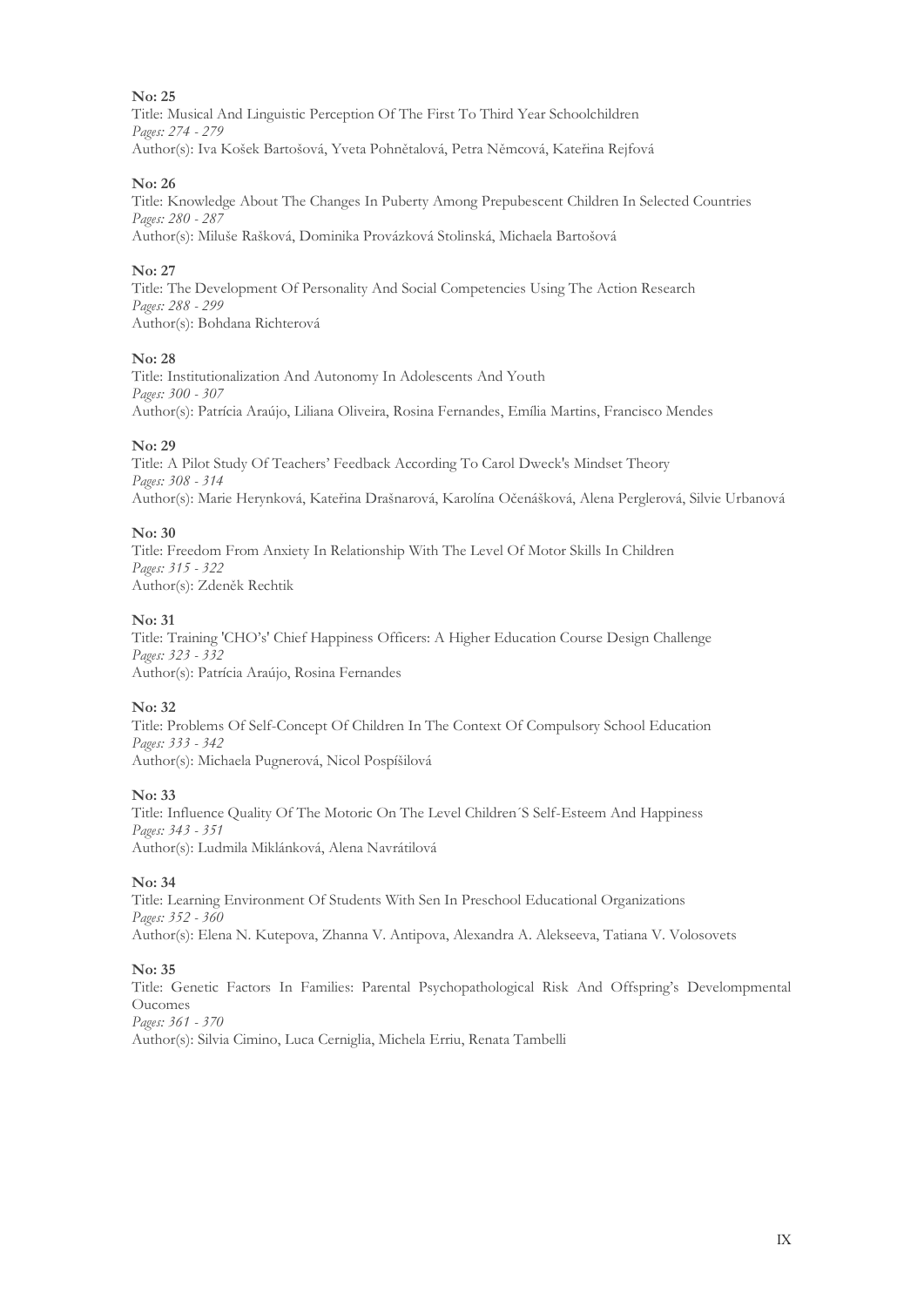**No: 25**

Title: Musical And Linguistic Perception Of The First To Third Year Schoolchildren

*Pages: 274 - 279*

Author(s): Iva Košek Bartošová, Yveta Pohnětalová, Petra Němcová, Kateřina Rejfová

**No: 26**

Title: Knowledge About The Changes In Puberty Among Prepubescent Children In Selected Countries

*Pages: 280 - 287*

Author(s): Miluše Rašková, Dominika Provázková Stolinská, Michaela Bartošová

**No: 27**

Title: The Development Of Personality And Social Competencies Using The Action Research

*Pages: 288 - 299*

Author(s): Bohdana Richterová

**No: 28**

Title: Institutionalization And Autonomy In Adolescents And Youth

*Pages: 300 - 307*

Author(s): Patrícia Araújo, Liliana Oliveira, Rosina Fernandes, Emília Martins, Francisco Mendes

**No: 29**

Title: A Pilot Study Of Teachers' Feedback According To Carol Dweck's Mindset Theory

*Pages: 308 - 314*

Author(s): Marie Herynková, Kateřina Drašnarová, Karolína Očenášková, Alena Perglerová, Silvie Urbanová

**No: 30**

Title: Freedom From Anxiety In Relationship With The Level Of Motor Skills In Children

*Pages: 315 - 322*

Author(s): Zdeněk Rechtik

**No: 31**

Title: Training 'CHO's' Chief Happiness Officers: A Higher Education Course Design Challenge

*Pages: 323 - 332*

Author(s): Patrícia Araújo, Rosina Fernandes

**No: 32**

Title: Problems Of Self-Concept Of Children In The Context Of Compulsory School Education

*Pages: 333 - 342*

Author(s): Michaela Pugnerová, Nicol Pospíšilová

**No: 33**

Title: Influence Quality Of The Motoric On The Level Children´S Self-Esteem And Happiness

*Pages: 343 - 351*

Author(s): Ludmila Miklánková, Alena Navrátilová

**No: 34**

Title: Learning Environment Of Students With Sen In Preschool Educational Organizations

*Pages: 352 - 360*

Author(s): Elena N. Kutepova, Zhanna V. Antipova, Alexandra A. Alekseeva, Tatiana V. Volosovets

**No: 35**

Title: Genetic Factors In Families: Parental Psychopathological Risk And Offspring's Develompmental Oucomes

*Pages: 361 - 370*

Author(s): Silvia Cimino, Luca Cerniglia, Michela Erriu, Renata Tambelli